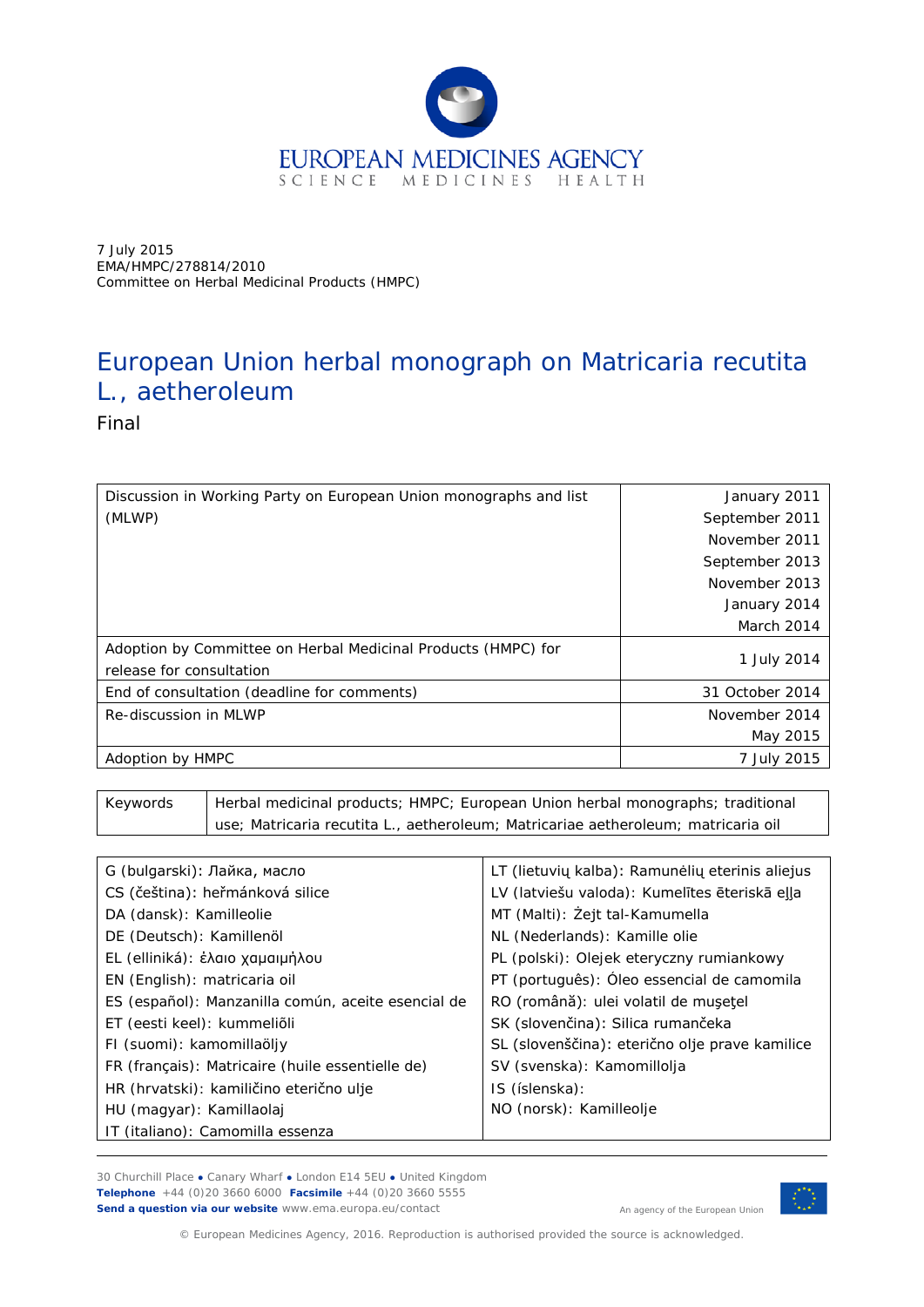EUROPEAN MEDICINES AGENCY
SCIENCE MEDICINES HEALTH

7 July 2015
EMA/HMPC/278814/2010
Committee on Herbal Medicinal Products (HMPC)

# European Union herbal monograph on Matricaria recutita L., aetheroleum

Final

| | |
|---|---|
| Discussion in Working Party on European Union monographs and list (MLWP) | January 2011<br>September 2011<br>November 2011<br>September 2013<br>November 2013<br>January 2014<br>March 2014 |
| Adoption by Committee on Herbal Medicinal Products (HMPC) for release for consultation | 1 July 2014 |
| End of consultation (deadline for comments) | 31 October 2014 |
| Re-discussion in MLWP | November 2014<br>May 2015 |
| Adoption by HMPC | 7 July 2015 |

| | |
|---|---|
| Keywords | Herbal medicinal products; HMPC; European Union herbal monographs; traditional use; Matricaria recutita L., aetheroleum; Matricariae aetheroleum; matricaria oil |

| | |
|---|---|
| G (bulgarski): Лайка, масло | LT (lietuvių kalba): Ramunėlių eterinis aliejus |
| CS (čeština): heřmánková silice | LV (latviešu valoda): Kumelītes ēteriskā eļļa |
| DA (dansk): Kamilleolie | MT (Malti): Żejt tal-Kamumella |
| DE (Deutsch): Kamillenöl | NL (Nederlands): Kamille olie |
| EL (elliniká): έλαιο χαμαιμήλου | PL (polski): Olejek eteryczny rumiankowy |
| EN (English): matricaria oil | PT (português): Óleo essencial de camomila |
| ES (español): Manzanilla común, aceite esencial de | RO (română): ulei volatil de mușețel |
| ET (eesti keel): kummeliõli | SK (slovenčina): Silica rumančeka |
| FI (suomi): kamomillaöljy | SL (slovenščina): eterično olje prave kamilice |
| FR (français): Matricaire (huile essentielle de) | SV (svenska): Kamomillolja |
| HR (hrvatski): kamiličino eterično ulje | IS (íslenska): |
| HU (magyar): Kamillaolaj | NO (norsk): Kamilleolje |
| IT (italiano): Camomilla essenza | |

30 Churchill Place ● Canary Wharf ● London E14 5EU ● United Kingdom
**Telephone** +44 (0)20 3660 6000 **Facsimile** +44 (0)20 3660 5555
**Send a question via our website** www.ema.europa.eu/contact

An agency of the European Union

© European Medicines Agency, 2016. Reproduction is authorised provided the source is acknowledged.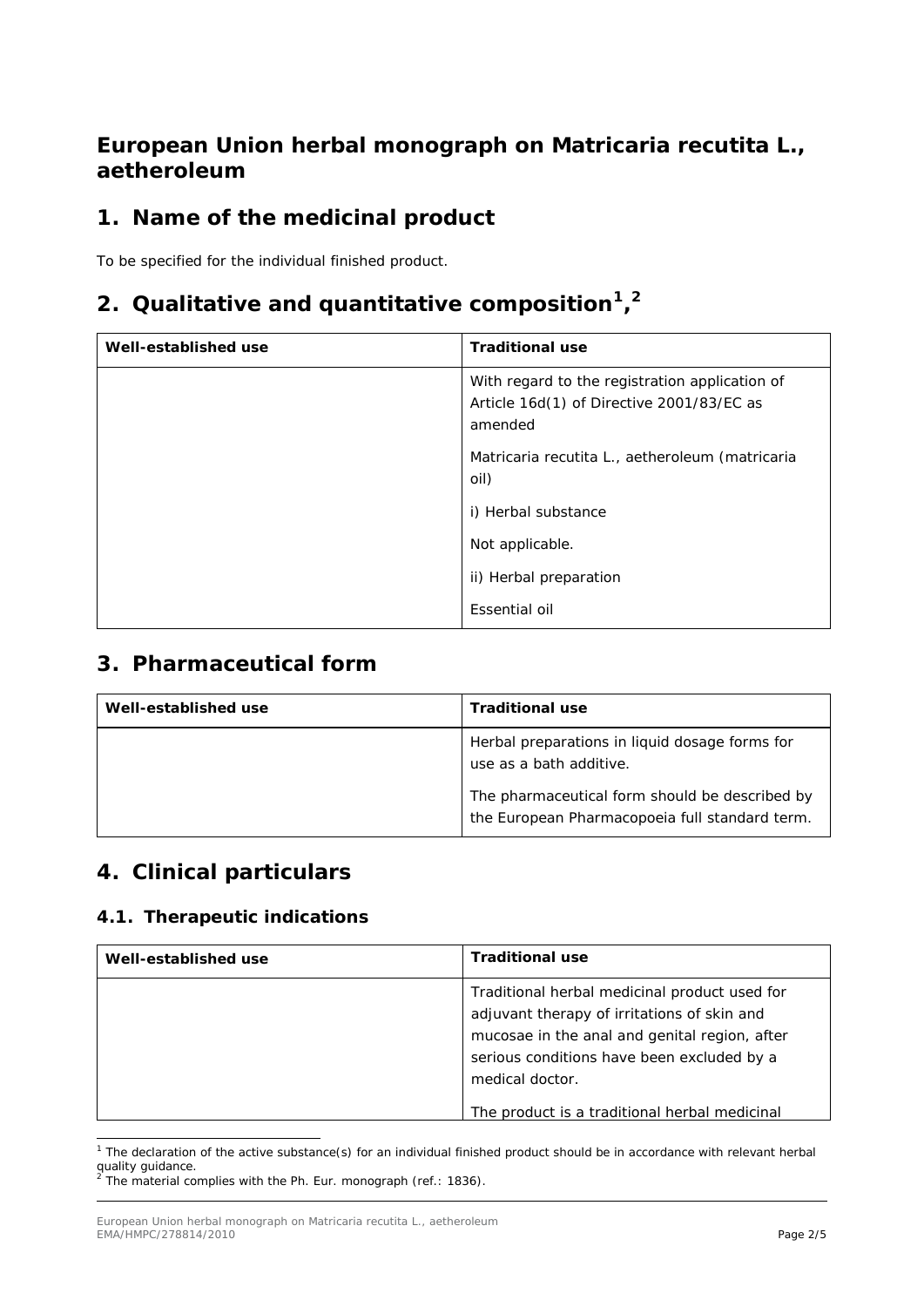## European Union herbal monograph on Matricaria recutita L., aetheroleum

## 1. Name of the medicinal product

To be specified for the individual finished product.

## 2. Qualitative and quantitative composition[1],[2]

| Well-established use | Traditional use |
|---|---|
| | With regard to the registration application of Article 16d(1) of Directive 2001/83/EC as amended<br><br>Matricaria recutita L., aetheroleum (matricaria oil)<br><br>i) Herbal substance<br><br>Not applicable.<br><br>ii) Herbal preparation<br><br>Essential oil |

## 3. Pharmaceutical form

| Well-established use | Traditional use |
|---|---|
| | Herbal preparations in liquid dosage forms for use as a bath additive.<br><br>The pharmaceutical form should be described by the European Pharmacopoeia full standard term. |

## 4. Clinical particulars

### 4.1. Therapeutic indications

| Well-established use | Traditional use |
|---|---|
| | Traditional herbal medicinal product used for adjuvant therapy of irritations of skin and mucosae in the anal and genital region, after serious conditions have been excluded by a medical doctor.<br><br>The product is a traditional herbal medicinal |

[1] The declaration of the active substance(s) for an individual finished product should be in accordance with relevant herbal quality guidance.

[2] The material complies with the Ph. Eur. monograph (ref.: 1836).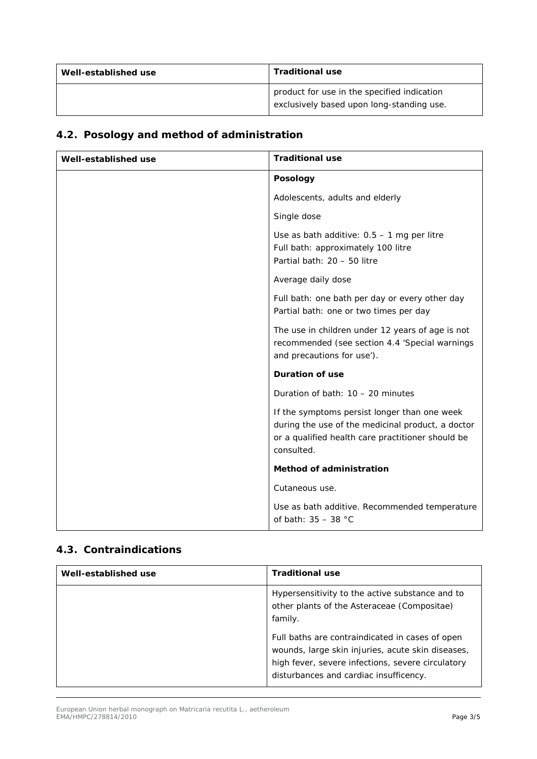| Well-established use | Traditional use |
|---|---|
| | product for use in the specified indication exclusively based upon long-standing use. |

## 4.2. Posology and method of administration

| Well-established use | Traditional use |
|---|---|
| | **Posology**<br><br>Adolescents, adults and elderly<br><br>Single dose<br><br>Use as bath additive: 0.5 – 1 mg per litre<br>Full bath: approximately 100 litre<br>Partial bath: 20 – 50 litre<br><br>Average daily dose<br><br>Full bath: one bath per day or every other day<br>Partial bath: one or two times per day<br><br>The use in children under 12 years of age is not recommended (see section 4.4 'Special warnings and precautions for use').<br><br>**Duration of use**<br><br>Duration of bath: 10 – 20 minutes<br><br>If the symptoms persist longer than one week during the use of the medicinal product, a doctor or a qualified health care practitioner should be consulted.<br><br>**Method of administration**<br><br>Cutaneous use.<br><br>Use as bath additive. Recommended temperature of bath: 35 – 38 °C |

## 4.3. Contraindications

| Well-established use | Traditional use |
|---|---|
| | Hypersensitivity to the active substance and to other plants of the Asteraceae (Compositae) family.<br><br>Full baths are contraindicated in cases of open wounds, large skin injuries, acute skin diseases, high fever, severe infections, severe circulatory disturbances and cardiac insuffcency. |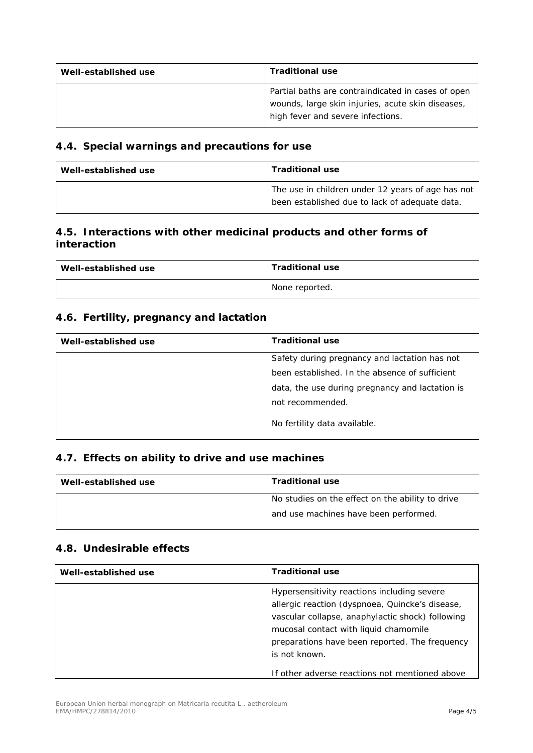| Well-established use | Traditional use |
| --- | --- |
| | Partial baths are contraindicated in cases of open wounds, large skin injuries, acute skin diseases, high fever and severe infections. |

## 4.4. Special warnings and precautions for use

| Well-established use | Traditional use |
| --- | --- |
| | The use in children under 12 years of age has not been established due to lack of adequate data. |

## 4.5. Interactions with other medicinal products and other forms of interaction

| Well-established use | Traditional use |
| --- | --- |
| | None reported. |

## 4.6. Fertility, pregnancy and lactation

| Well-established use | Traditional use |
| --- | --- |
| | Safety during pregnancy and lactation has not been established. In the absence of sufficient data, the use during pregnancy and lactation is not recommended.<br><br>No fertility data available. |

## 4.7. Effects on ability to drive and use machines

| Well-established use | Traditional use |
| --- | --- |
| | No studies on the effect on the ability to drive and use machines have been performed. |

## 4.8. Undesirable effects

| Well-established use | Traditional use |
| --- | --- |
| | Hypersensitivity reactions including severe allergic reaction (dyspnoea, Quincke's disease, vascular collapse, anaphylactic shock) following mucosal contact with liquid chamomile preparations have been reported. The frequency is not known.<br><br>If other adverse reactions not mentioned above |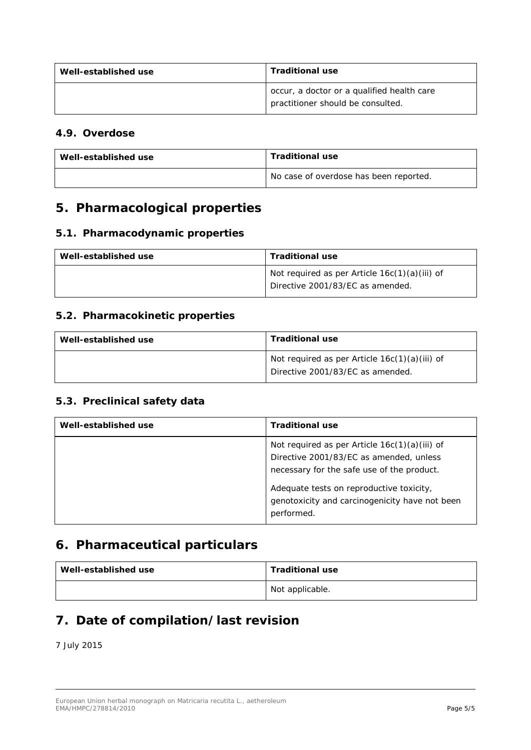| Well-established use | Traditional use |
| --- | --- |
| | occur, a doctor or a qualified health care practitioner should be consulted. |

### 4.9. Overdose

| Well-established use | Traditional use |
| --- | --- |
| | No case of overdose has been reported. |

## 5. Pharmacological properties

### 5.1. Pharmacodynamic properties

| Well-established use | Traditional use |
| --- | --- |
| | Not required as per Article 16c(1)(a)(iii) of Directive 2001/83/EC as amended. |

### 5.2. Pharmacokinetic properties

| Well-established use | Traditional use |
| --- | --- |
| | Not required as per Article 16c(1)(a)(iii) of Directive 2001/83/EC as amended. |

### 5.3. Preclinical safety data

| Well-established use | Traditional use |
| --- | --- |
| | Not required as per Article 16c(1)(a)(iii) of Directive 2001/83/EC as amended, unless necessary for the safe use of the product.<br><br>Adequate tests on reproductive toxicity, genotoxicity and carcinogenicity have not been performed. |

## 6. Pharmaceutical particulars

| Well-established use | Traditional use |
| --- | --- |
| | Not applicable. |

## 7. Date of compilation/last revision

7 July 2015